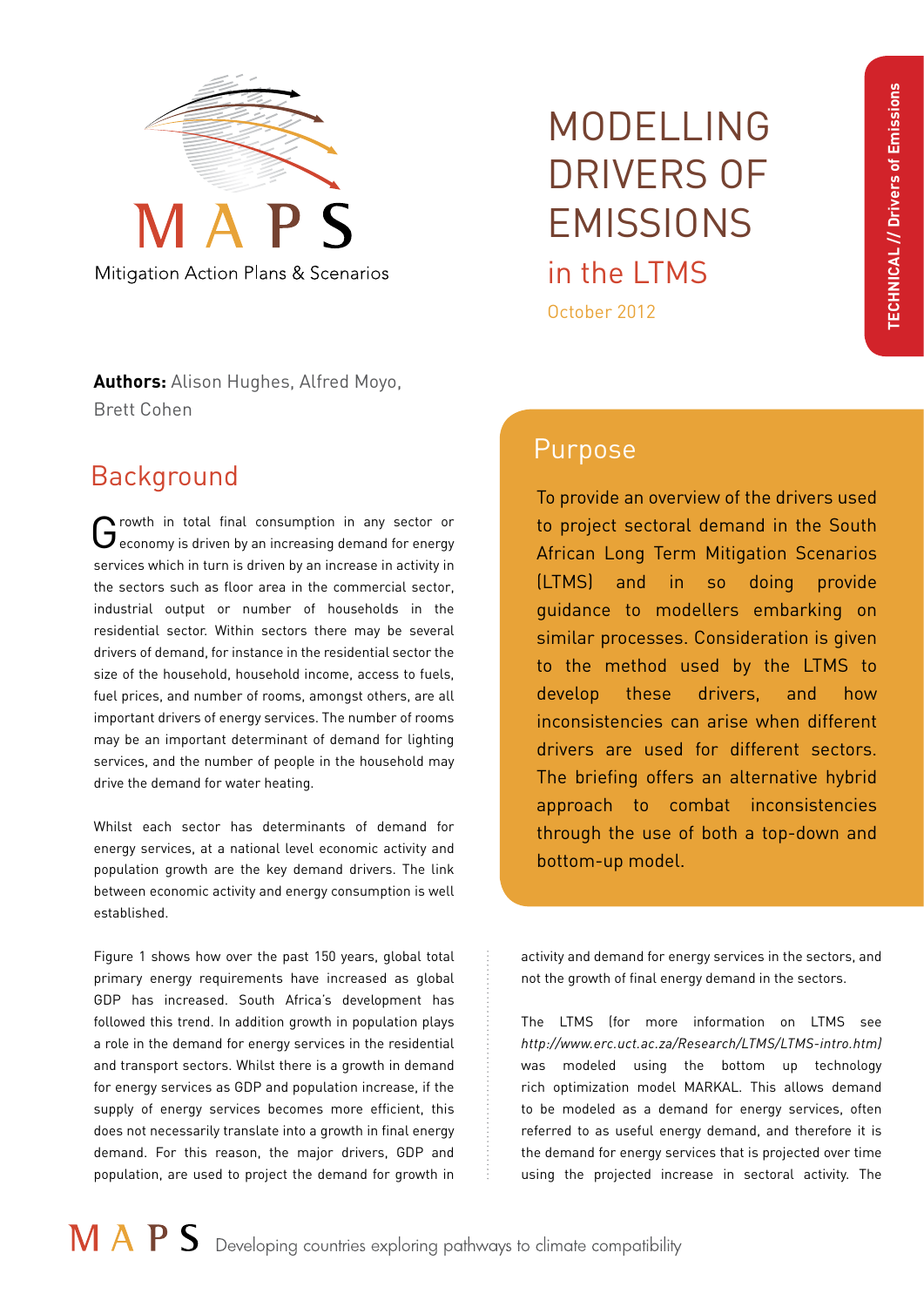# MODELLING DRIVERS OF EMISSIONS in the LTMS

October 2012

TECHNICAL // Drivers of Emissions

**Authors:** Alison Hughes, Alfred Moyo, Brett Cohen

## Purpose

To provide an overview of the drivers used to project sectoral demand in the South African Long Term Mitigation Scenarios (LTMS) and in so doing provide guidance to modellers embarking on similar processes. Consideration is given to the method used by the LTMS to develop these drivers, and how inconsistencies can arise when different drivers are used for different sectors. The briefing offers an alternative hybrid approach to combat inconsistencies through the use of both a top-down and bottom-up model.

## Background

Growth in total final consumption in any sector or economy is driven by an increasing demand for energy services which in turn is driven by an increase in activity in the sectors such as floor area in the commercial sector, industrial output or number of households in the residential sector. Within sectors there may be several drivers of demand, for instance in the residential sector the size of the household, household income, access to fuels, fuel prices, and number of rooms, amongst others, are all important drivers of energy services. The number of rooms may be an important determinant of demand for lighting services, and the number of people in the household may drive the demand for water heating.

Whilst each sector has determinants of demand for energy services, at a national level economic activity and population growth are the key demand drivers. The link between economic activity and energy consumption is well established.

Figure 1 shows how over the past 150 years, global total primary energy requirements have increased as global GDP has increased. South Africa's development has followed this trend. In addition growth in population plays a role in the demand for energy services in the residential and transport sectors. Whilst there is a growth in demand for energy services as GDP and population increase, if the supply of energy services becomes more efficient, this does not necessarily translate into a growth in final energy demand. For this reason, the major drivers, GDP and population, are used to project the demand for growth in activity and demand for energy services in the sectors, and not the growth of final energy demand in the sectors.

The LTMS (for more information on LTMS see *http://www.erc.uct.ac.za/Research/LTMS/LTMS-intro.htm*) was modeled using the bottom up technology rich optimization model MARKAL. This allows demand to be modeled as a demand for energy services, often referred to as useful energy demand, and therefore it is the demand for energy services that is projected over time using the projected increase in sectoral activity. The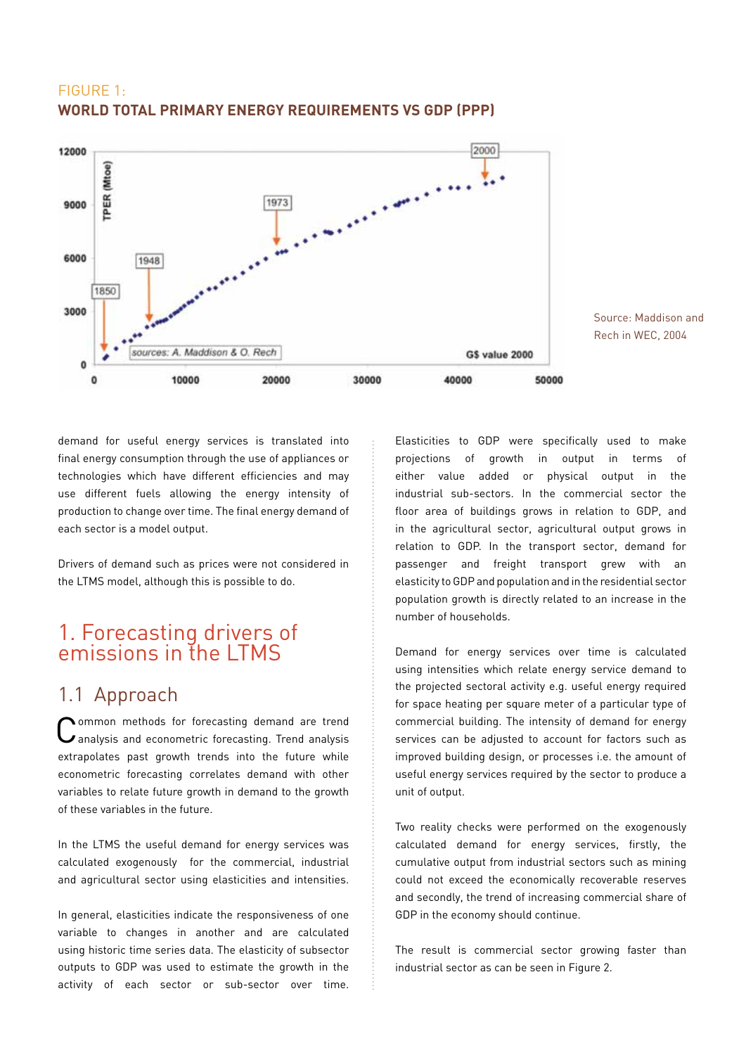FIGURE 1:

**WORLD TOTAL PRIMARY ENERGY REQUIREMENTS VS GDP (PPP)**

Source: Maddison and Rech in WEC, 2004

demand for useful energy services is translated into final energy consumption through the use of appliances or technologies which have different efficiencies and may use different fuels allowing the energy intensity of production to change over time. The final energy demand of each sector is a model output.

Drivers of demand such as prices were not considered in the LTMS model, although this is possible to do.

# 1. Forecasting drivers of emissions in the LTMS

## 1.1 Approach

Common methods for forecasting demand are trend analysis and econometric forecasting. Trend analysis extrapolates past growth trends into the future while econometric forecasting correlates demand with other variables to relate future growth in demand to the growth of these variables in the future.

In the LTMS the useful demand for energy services was calculated exogenously for the commercial, industrial and agricultural sector using elasticities and intensities.

In general, elasticities indicate the responsiveness of one variable to changes in another and are calculated using historic time series data. The elasticity of subsector outputs to GDP was used to estimate the growth in the activity of each sector or sub-sector over time. Elasticities to GDP were specifically used to make projections of growth in output in terms of either value added or physical output in the industrial sub-sectors. In the commercial sector the floor area of buildings grows in relation to GDP, and in the agricultural sector, agricultural output grows in relation to GDP. In the transport sector, demand for passenger and freight transport grew with an elasticity to GDP and population and in the residential sector population growth is directly related to an increase in the number of households.

Demand for energy services over time is calculated using intensities which relate energy service demand to the projected sectoral activity e.g. useful energy required for space heating per square meter of a particular type of commercial building. The intensity of demand for energy services can be adjusted to account for factors such as improved building design, or processes i.e. the amount of useful energy services required by the sector to produce a unit of output.

Two reality checks were performed on the exogenously calculated demand for energy services, firstly, the cumulative output from industrial sectors such as mining could not exceed the economically recoverable reserves and secondly, the trend of increasing commercial share of GDP in the economy should continue.

The result is commercial sector growing faster than industrial sector as can be seen in Figure 2.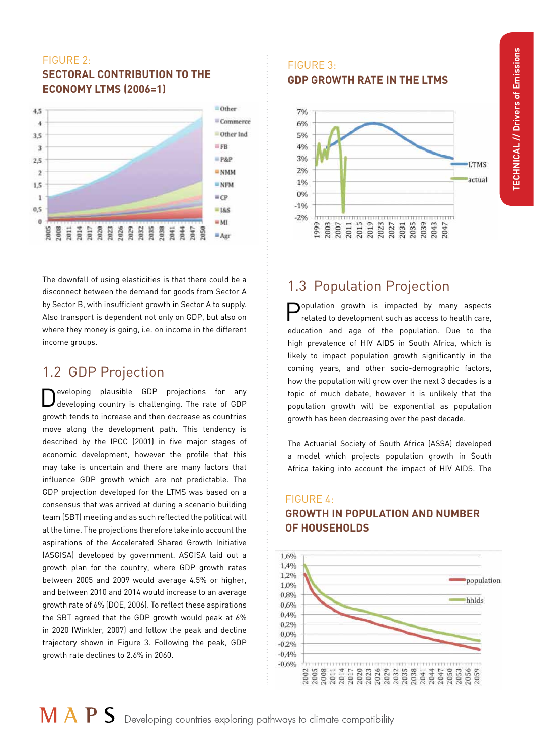FIGURE 2:

**SECTORAL CONTRIBUTION TO THE ECONOMY LTMS (2006=1)**

FIGURE 3:

**GDP GROWTH RATE IN THE LTMS**

The downfall of using elasticities is that there could be a disconnect between the demand for goods from Sector A by Sector B, with insufficient growth in Sector A to supply. Also transport is dependent not only on GDP, but also on where they money is going, i.e. on income in the different income groups.

## 1.2 GDP Projection

Developing plausible GDP projections for any developing country is challenging. The rate of GDP growth tends to increase and then decrease as countries move along the development path. This tendency is described by the IPCC (2001) in five major stages of economic development, however the profile that this may take is uncertain and there are many factors that influence GDP growth which are not predictable. The GDP projection developed for the LTMS was based on a consensus that was arrived at during a scenario building team (SBT) meeting and as such reflected the political will at the time. The projections therefore take into account the aspirations of the Accelerated Shared Growth Initiative (ASGISA) developed by government. ASGISA laid out a growth plan for the country, where GDP growth rates between 2005 and 2009 would average 4.5% or higher, and between 2010 and 2014 would increase to an average growth rate of 6% (DOE, 2006). To reflect these aspirations the SBT agreed that the GDP growth would peak at 6% in 2020 (Winkler, 2007) and follow the peak and decline trajectory shown in Figure 3. Following the peak, GDP growth rate declines to 2.6% in 2060.

## 1.3 Population Projection

Population growth is impacted by many aspects related to development such as access to health care, education and age of the population. Due to the high prevalence of HIV AIDS in South Africa, which is likely to impact population growth significantly in the coming years, and other socio-demographic factors, how the population will grow over the next 3 decades is a topic of much debate, however it is unlikely that the population growth will be exponential as population growth has been decreasing over the past decade.

The Actuarial Society of South Africa (ASSA) developed a model which projects population growth in South Africa taking into account the impact of HIV AIDS. The

FIGURE 4:

**GROWTH IN POPULATION AND NUMBER OF HOUSEHOLDS**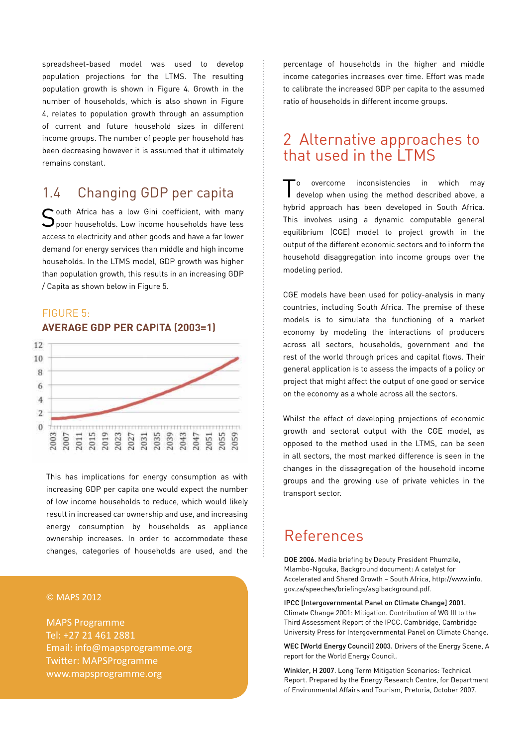spreadsheet-based model was used to develop population projections for the LTMS. The resulting population growth is shown in Figure 4. Growth in the number of households, which is also shown in Figure 4, relates to population growth through an assumption of current and future household sizes in different income groups. The number of people per household has been decreasing however it is assumed that it ultimately remains constant.

## 1.4 Changing GDP per capita

South Africa has a low Gini coefficient, with many poor households. Low income households have less access to electricity and other goods and have a far lower demand for energy services than middle and high income households. In the LTMS model, GDP growth was higher than population growth, this results in an increasing GDP / Capita as shown below in Figure 5.

FIGURE 5:
**AVERAGE GDP PER CAPITA (2003=1)**

12
10
8
6
4
2
0

2003
2007
2011
2015
2019
2023
2027
2031
2035
2039
2043
2047
2051
2055
2059

This has implications for energy consumption as with increasing GDP per capita one would expect the number of low income households to reduce, which would likely result in increased car ownership and use, and increasing energy consumption by households as appliance ownership increases. In order to accommodate these changes, categories of households are used, and the percentage of households in the higher and middle income categories increases over time. Effort was made to calibrate the increased GDP per capita to the assumed ratio of households in different income groups.

## 2 Alternative approaches to that used in the LTMS

To overcome inconsistencies in which may develop when using the method described above, a hybrid approach has been developed in South Africa. This involves using a dynamic computable general equilibrium (CGE) model to project growth in the output of the different economic sectors and to inform the household disaggregation into income groups over the modeling period.

CGE models have been used for policy-analysis in many countries, including South Africa. The premise of these models is to simulate the functioning of a market economy by modeling the interactions of producers across all sectors, households, government and the rest of the world through prices and capital flows. Their general application is to assess the impacts of a policy or project that might affect the output of one good or service on the economy as a whole across all the sectors.

Whilst the effect of developing projections of economic growth and sectoral output with the CGE model, as opposed to the method used in the LTMS, can be seen in all sectors, the most marked difference is seen in the changes in the dissagregation of the household income groups and the growing use of private vehicles in the transport sector.

## References

**DOE 2006.** Media briefing by Deputy President Phumzile, Mlambo-Ngcuka, Background document: A catalyst for Accelerated and Shared Growth – South Africa, http://www.info.gov.za/speeches/briefings/asgibackground.pdf.

**IPCC [Intergovernmental Panel on Climate Change] 2001.** Climate Change 2001: Mitigation. Contribution of WG III to the Third Assessment Report of the IPCC. Cambridge, Cambridge University Press for Intergovernmental Panel on Climate Change.

**WEC [World Energy Council] 2003.** Drivers of the Energy Scene, A report for the World Energy Council.

**Winkler, H 2007**. Long Term Mitigation Scenarios: Technical Report. Prepared by the Energy Research Centre, for Department of Environmental Affairs and Tourism, Pretoria, October 2007.

© MAPS 2012

MAPS Programme
Tel: +27 21 461 2881
Email: info@mapsprogramme.org
Twitter: MAPSProgramme
www.mapsprogramme.org